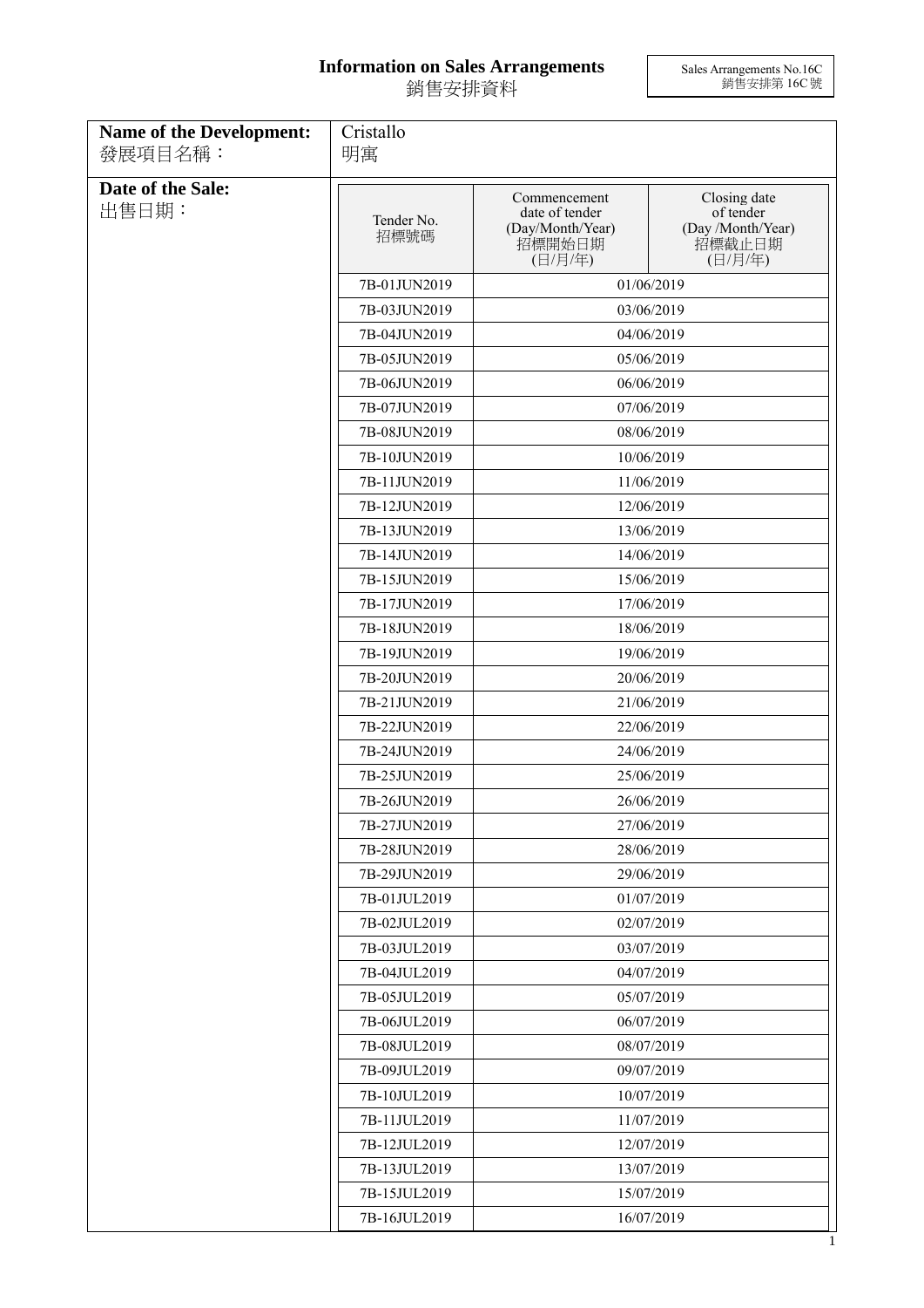# Information on Sales Arrangements
# 銷售安排資料

Sales Arrangements No.16C
銷售安排第 16C 號

| Name of the Development: 發展項目名稱： | Cristallo 明寓 |
|---|---|

**Date of the Sale:**
**出售日期：**

| Tender No. 招標號碼 | Commencement date of tender (Day/Month/Year) 招標開始日期 (日/月/年) | Closing date of tender (Day /Month/Year) 招標截止日期 (日/月/年) |
|---|---|---|
| 7B-01JUN2019 | 01/06/2019 | |
| 7B-03JUN2019 | 03/06/2019 | |
| 7B-04JUN2019 | 04/06/2019 | |
| 7B-05JUN2019 | 05/06/2019 | |
| 7B-06JUN2019 | 06/06/2019 | |
| 7B-07JUN2019 | 07/06/2019 | |
| 7B-08JUN2019 | 08/06/2019 | |
| 7B-10JUN2019 | 10/06/2019 | |
| 7B-11JUN2019 | 11/06/2019 | |
| 7B-12JUN2019 | 12/06/2019 | |
| 7B-13JUN2019 | 13/06/2019 | |
| 7B-14JUN2019 | 14/06/2019 | |
| 7B-15JUN2019 | 15/06/2019 | |
| 7B-17JUN2019 | 17/06/2019 | |
| 7B-18JUN2019 | 18/06/2019 | |
| 7B-19JUN2019 | 19/06/2019 | |
| 7B-20JUN2019 | 20/06/2019 | |
| 7B-21JUN2019 | 21/06/2019 | |
| 7B-22JUN2019 | 22/06/2019 | |
| 7B-24JUN2019 | 24/06/2019 | |
| 7B-25JUN2019 | 25/06/2019 | |
| 7B-26JUN2019 | 26/06/2019 | |
| 7B-27JUN2019 | 27/06/2019 | |
| 7B-28JUN2019 | 28/06/2019 | |
| 7B-29JUN2019 | 29/06/2019 | |
| 7B-01JUL2019 | 01/07/2019 | |
| 7B-02JUL2019 | 02/07/2019 | |
| 7B-03JUL2019 | 03/07/2019 | |
| 7B-04JUL2019 | 04/07/2019 | |
| 7B-05JUL2019 | 05/07/2019 | |
| 7B-06JUL2019 | 06/07/2019 | |
| 7B-08JUL2019 | 08/07/2019 | |
| 7B-09JUL2019 | 09/07/2019 | |
| 7B-10JUL2019 | 10/07/2019 | |
| 7B-11JUL2019 | 11/07/2019 | |
| 7B-12JUL2019 | 12/07/2019 | |
| 7B-13JUL2019 | 13/07/2019 | |
| 7B-15JUL2019 | 15/07/2019 | |
| 7B-16JUL2019 | 16/07/2019 | |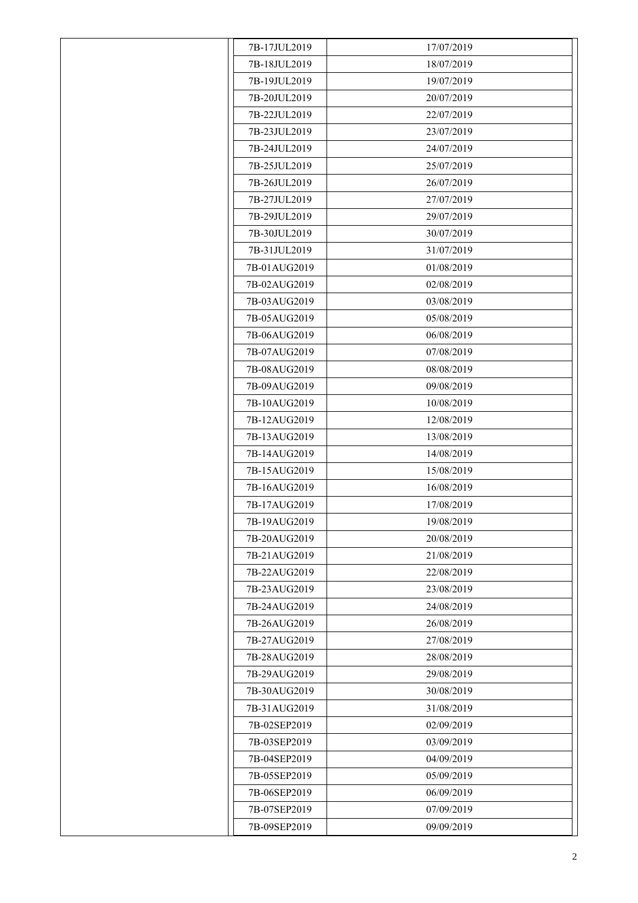| | | |
|---|---|---|
| | 7B-17JUL2019 | 17/07/2019 |
| | 7B-18JUL2019 | 18/07/2019 |
| | 7B-19JUL2019 | 19/07/2019 |
| | 7B-20JUL2019 | 20/07/2019 |
| | 7B-22JUL2019 | 22/07/2019 |
| | 7B-23JUL2019 | 23/07/2019 |
| | 7B-24JUL2019 | 24/07/2019 |
| | 7B-25JUL2019 | 25/07/2019 |
| | 7B-26JUL2019 | 26/07/2019 |
| | 7B-27JUL2019 | 27/07/2019 |
| | 7B-29JUL2019 | 29/07/2019 |
| | 7B-30JUL2019 | 30/07/2019 |
| | 7B-31JUL2019 | 31/07/2019 |
| | 7B-01AUG2019 | 01/08/2019 |
| | 7B-02AUG2019 | 02/08/2019 |
| | 7B-03AUG2019 | 03/08/2019 |
| | 7B-05AUG2019 | 05/08/2019 |
| | 7B-06AUG2019 | 06/08/2019 |
| | 7B-07AUG2019 | 07/08/2019 |
| | 7B-08AUG2019 | 08/08/2019 |
| | 7B-09AUG2019 | 09/08/2019 |
| | 7B-10AUG2019 | 10/08/2019 |
| | 7B-12AUG2019 | 12/08/2019 |
| | 7B-13AUG2019 | 13/08/2019 |
| | 7B-14AUG2019 | 14/08/2019 |
| | 7B-15AUG2019 | 15/08/2019 |
| | 7B-16AUG2019 | 16/08/2019 |
| | 7B-17AUG2019 | 17/08/2019 |
| | 7B-19AUG2019 | 19/08/2019 |
| | 7B-20AUG2019 | 20/08/2019 |
| | 7B-21AUG2019 | 21/08/2019 |
| | 7B-22AUG2019 | 22/08/2019 |
| | 7B-23AUG2019 | 23/08/2019 |
| | 7B-24AUG2019 | 24/08/2019 |
| | 7B-26AUG2019 | 26/08/2019 |
| | 7B-27AUG2019 | 27/08/2019 |
| | 7B-28AUG2019 | 28/08/2019 |
| | 7B-29AUG2019 | 29/08/2019 |
| | 7B-30AUG2019 | 30/08/2019 |
| | 7B-31AUG2019 | 31/08/2019 |
| | 7B-02SEP2019 | 02/09/2019 |
| | 7B-03SEP2019 | 03/09/2019 |
| | 7B-04SEP2019 | 04/09/2019 |
| | 7B-05SEP2019 | 05/09/2019 |
| | 7B-06SEP2019 | 06/09/2019 |
| | 7B-07SEP2019 | 07/09/2019 |
| | 7B-09SEP2019 | 09/09/2019 |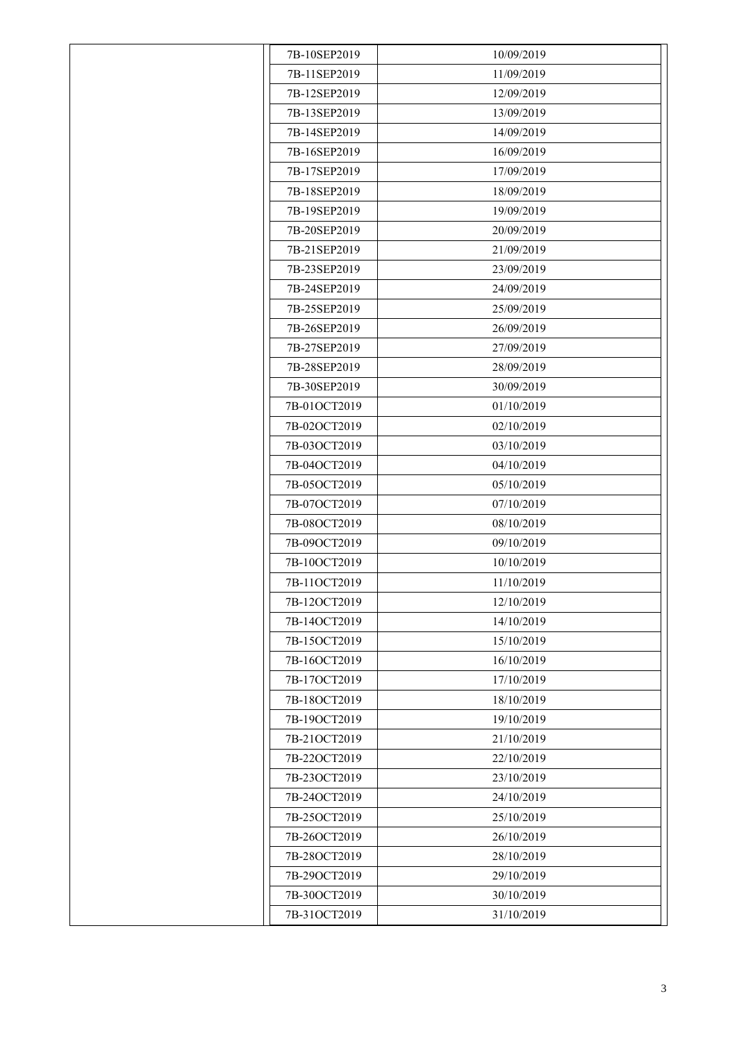| | | |
|---|---|---|
| | 7B-10SEP2019 | 10/09/2019 |
| | 7B-11SEP2019 | 11/09/2019 |
| | 7B-12SEP2019 | 12/09/2019 |
| | 7B-13SEP2019 | 13/09/2019 |
| | 7B-14SEP2019 | 14/09/2019 |
| | 7B-16SEP2019 | 16/09/2019 |
| | 7B-17SEP2019 | 17/09/2019 |
| | 7B-18SEP2019 | 18/09/2019 |
| | 7B-19SEP2019 | 19/09/2019 |
| | 7B-20SEP2019 | 20/09/2019 |
| | 7B-21SEP2019 | 21/09/2019 |
| | 7B-23SEP2019 | 23/09/2019 |
| | 7B-24SEP2019 | 24/09/2019 |
| | 7B-25SEP2019 | 25/09/2019 |
| | 7B-26SEP2019 | 26/09/2019 |
| | 7B-27SEP2019 | 27/09/2019 |
| | 7B-28SEP2019 | 28/09/2019 |
| | 7B-30SEP2019 | 30/09/2019 |
| | 7B-01OCT2019 | 01/10/2019 |
| | 7B-02OCT2019 | 02/10/2019 |
| | 7B-03OCT2019 | 03/10/2019 |
| | 7B-04OCT2019 | 04/10/2019 |
| | 7B-05OCT2019 | 05/10/2019 |
| | 7B-07OCT2019 | 07/10/2019 |
| | 7B-08OCT2019 | 08/10/2019 |
| | 7B-09OCT2019 | 09/10/2019 |
| | 7B-10OCT2019 | 10/10/2019 |
| | 7B-11OCT2019 | 11/10/2019 |
| | 7B-12OCT2019 | 12/10/2019 |
| | 7B-14OCT2019 | 14/10/2019 |
| | 7B-15OCT2019 | 15/10/2019 |
| | 7B-16OCT2019 | 16/10/2019 |
| | 7B-17OCT2019 | 17/10/2019 |
| | 7B-18OCT2019 | 18/10/2019 |
| | 7B-19OCT2019 | 19/10/2019 |
| | 7B-21OCT2019 | 21/10/2019 |
| | 7B-22OCT2019 | 22/10/2019 |
| | 7B-23OCT2019 | 23/10/2019 |
| | 7B-24OCT2019 | 24/10/2019 |
| | 7B-25OCT2019 | 25/10/2019 |
| | 7B-26OCT2019 | 26/10/2019 |
| | 7B-28OCT2019 | 28/10/2019 |
| | 7B-29OCT2019 | 29/10/2019 |
| | 7B-30OCT2019 | 30/10/2019 |
| | 7B-31OCT2019 | 31/10/2019 |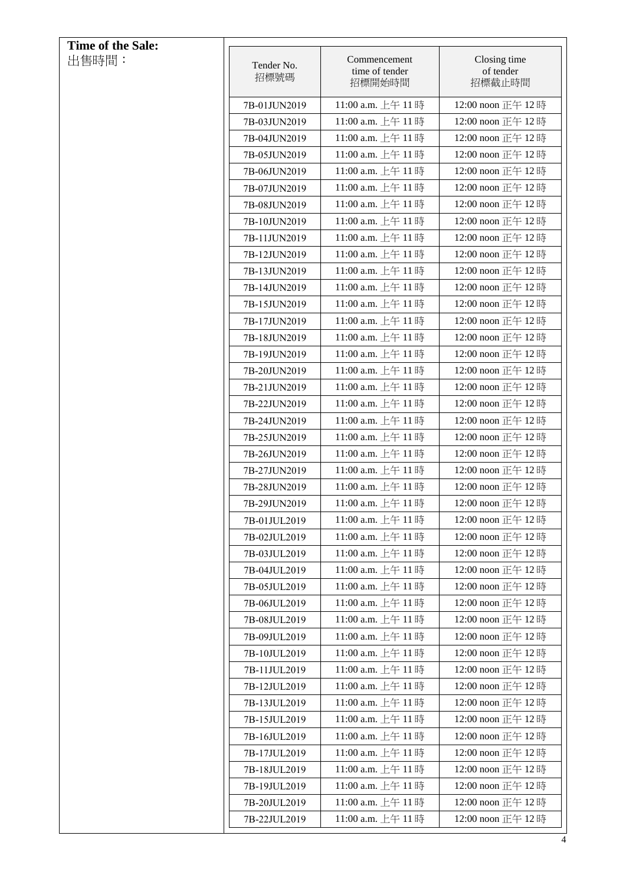**Time of the Sale:**
出售時間：

| Tender No. 招標號碼 | Commencement time of tender 招標開始時間 | Closing time of tender 招標截止時間 |
|---|---|---|
| 7B-01JUN2019 | 11:00 a.m. 上午 11 時 | 12:00 noon 正午 12 時 |
| 7B-03JUN2019 | 11:00 a.m. 上午 11 時 | 12:00 noon 正午 12 時 |
| 7B-04JUN2019 | 11:00 a.m. 上午 11 時 | 12:00 noon 正午 12 時 |
| 7B-05JUN2019 | 11:00 a.m. 上午 11 時 | 12:00 noon 正午 12 時 |
| 7B-06JUN2019 | 11:00 a.m. 上午 11 時 | 12:00 noon 正午 12 時 |
| 7B-07JUN2019 | 11:00 a.m. 上午 11 時 | 12:00 noon 正午 12 時 |
| 7B-08JUN2019 | 11:00 a.m. 上午 11 時 | 12:00 noon 正午 12 時 |
| 7B-10JUN2019 | 11:00 a.m. 上午 11 時 | 12:00 noon 正午 12 時 |
| 7B-11JUN2019 | 11:00 a.m. 上午 11 時 | 12:00 noon 正午 12 時 |
| 7B-12JUN2019 | 11:00 a.m. 上午 11 時 | 12:00 noon 正午 12 時 |
| 7B-13JUN2019 | 11:00 a.m. 上午 11 時 | 12:00 noon 正午 12 時 |
| 7B-14JUN2019 | 11:00 a.m. 上午 11 時 | 12:00 noon 正午 12 時 |
| 7B-15JUN2019 | 11:00 a.m. 上午 11 時 | 12:00 noon 正午 12 時 |
| 7B-17JUN2019 | 11:00 a.m. 上午 11 時 | 12:00 noon 正午 12 時 |
| 7B-18JUN2019 | 11:00 a.m. 上午 11 時 | 12:00 noon 正午 12 時 |
| 7B-19JUN2019 | 11:00 a.m. 上午 11 時 | 12:00 noon 正午 12 時 |
| 7B-20JUN2019 | 11:00 a.m. 上午 11 時 | 12:00 noon 正午 12 時 |
| 7B-21JUN2019 | 11:00 a.m. 上午 11 時 | 12:00 noon 正午 12 時 |
| 7B-22JUN2019 | 11:00 a.m. 上午 11 時 | 12:00 noon 正午 12 時 |
| 7B-24JUN2019 | 11:00 a.m. 上午 11 時 | 12:00 noon 正午 12 時 |
| 7B-25JUN2019 | 11:00 a.m. 上午 11 時 | 12:00 noon 正午 12 時 |
| 7B-26JUN2019 | 11:00 a.m. 上午 11 時 | 12:00 noon 正午 12 時 |
| 7B-27JUN2019 | 11:00 a.m. 上午 11 時 | 12:00 noon 正午 12 時 |
| 7B-28JUN2019 | 11:00 a.m. 上午 11 時 | 12:00 noon 正午 12 時 |
| 7B-29JUN2019 | 11:00 a.m. 上午 11 時 | 12:00 noon 正午 12 時 |
| 7B-01JUL2019 | 11:00 a.m. 上午 11 時 | 12:00 noon 正午 12 時 |
| 7B-02JUL2019 | 11:00 a.m. 上午 11 時 | 12:00 noon 正午 12 時 |
| 7B-03JUL2019 | 11:00 a.m. 上午 11 時 | 12:00 noon 正午 12 時 |
| 7B-04JUL2019 | 11:00 a.m. 上午 11 時 | 12:00 noon 正午 12 時 |
| 7B-05JUL2019 | 11:00 a.m. 上午 11 時 | 12:00 noon 正午 12 時 |
| 7B-06JUL2019 | 11:00 a.m. 上午 11 時 | 12:00 noon 正午 12 時 |
| 7B-08JUL2019 | 11:00 a.m. 上午 11 時 | 12:00 noon 正午 12 時 |
| 7B-09JUL2019 | 11:00 a.m. 上午 11 時 | 12:00 noon 正午 12 時 |
| 7B-10JUL2019 | 11:00 a.m. 上午 11 時 | 12:00 noon 正午 12 時 |
| 7B-11JUL2019 | 11:00 a.m. 上午 11 時 | 12:00 noon 正午 12 時 |
| 7B-12JUL2019 | 11:00 a.m. 上午 11 時 | 12:00 noon 正午 12 時 |
| 7B-13JUL2019 | 11:00 a.m. 上午 11 時 | 12:00 noon 正午 12 時 |
| 7B-15JUL2019 | 11:00 a.m. 上午 11 時 | 12:00 noon 正午 12 時 |
| 7B-16JUL2019 | 11:00 a.m. 上午 11 時 | 12:00 noon 正午 12 時 |
| 7B-17JUL2019 | 11:00 a.m. 上午 11 時 | 12:00 noon 正午 12 時 |
| 7B-18JUL2019 | 11:00 a.m. 上午 11 時 | 12:00 noon 正午 12 時 |
| 7B-19JUL2019 | 11:00 a.m. 上午 11 時 | 12:00 noon 正午 12 時 |
| 7B-20JUL2019 | 11:00 a.m. 上午 11 時 | 12:00 noon 正午 12 時 |
| 7B-22JUL2019 | 11:00 a.m. 上午 11 時 | 12:00 noon 正午 12 時 |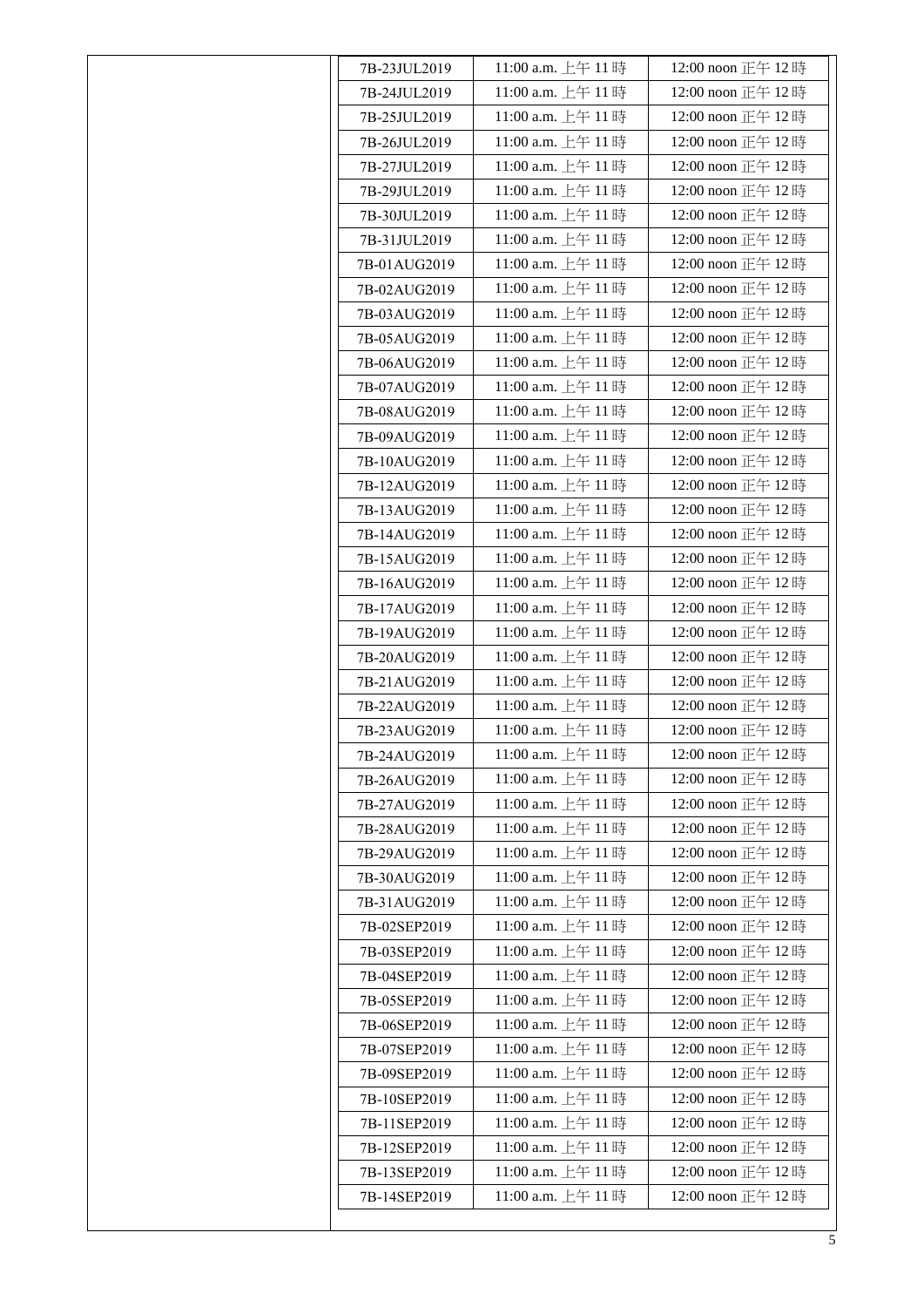| | | | |
|---|---|---|---|
| | 7B-23JUL2019 | 11:00 a.m. 上午 11 時 | 12:00 noon 正午 12 時 |
| | 7B-24JUL2019 | 11:00 a.m. 上午 11 時 | 12:00 noon 正午 12 時 |
| | 7B-25JUL2019 | 11:00 a.m. 上午 11 時 | 12:00 noon 正午 12 時 |
| | 7B-26JUL2019 | 11:00 a.m. 上午 11 時 | 12:00 noon 正午 12 時 |
| | 7B-27JUL2019 | 11:00 a.m. 上午 11 時 | 12:00 noon 正午 12 時 |
| | 7B-29JUL2019 | 11:00 a.m. 上午 11 時 | 12:00 noon 正午 12 時 |
| | 7B-30JUL2019 | 11:00 a.m. 上午 11 時 | 12:00 noon 正午 12 時 |
| | 7B-31JUL2019 | 11:00 a.m. 上午 11 時 | 12:00 noon 正午 12 時 |
| | 7B-01AUG2019 | 11:00 a.m. 上午 11 時 | 12:00 noon 正午 12 時 |
| | 7B-02AUG2019 | 11:00 a.m. 上午 11 時 | 12:00 noon 正午 12 時 |
| | 7B-03AUG2019 | 11:00 a.m. 上午 11 時 | 12:00 noon 正午 12 時 |
| | 7B-05AUG2019 | 11:00 a.m. 上午 11 時 | 12:00 noon 正午 12 時 |
| | 7B-06AUG2019 | 11:00 a.m. 上午 11 時 | 12:00 noon 正午 12 時 |
| | 7B-07AUG2019 | 11:00 a.m. 上午 11 時 | 12:00 noon 正午 12 時 |
| | 7B-08AUG2019 | 11:00 a.m. 上午 11 時 | 12:00 noon 正午 12 時 |
| | 7B-09AUG2019 | 11:00 a.m. 上午 11 時 | 12:00 noon 正午 12 時 |
| | 7B-10AUG2019 | 11:00 a.m. 上午 11 時 | 12:00 noon 正午 12 時 |
| | 7B-12AUG2019 | 11:00 a.m. 上午 11 時 | 12:00 noon 正午 12 時 |
| | 7B-13AUG2019 | 11:00 a.m. 上午 11 時 | 12:00 noon 正午 12 時 |
| | 7B-14AUG2019 | 11:00 a.m. 上午 11 時 | 12:00 noon 正午 12 時 |
| | 7B-15AUG2019 | 11:00 a.m. 上午 11 時 | 12:00 noon 正午 12 時 |
| | 7B-16AUG2019 | 11:00 a.m. 上午 11 時 | 12:00 noon 正午 12 時 |
| | 7B-17AUG2019 | 11:00 a.m. 上午 11 時 | 12:00 noon 正午 12 時 |
| | 7B-19AUG2019 | 11:00 a.m. 上午 11 時 | 12:00 noon 正午 12 時 |
| | 7B-20AUG2019 | 11:00 a.m. 上午 11 時 | 12:00 noon 正午 12 時 |
| | 7B-21AUG2019 | 11:00 a.m. 上午 11 時 | 12:00 noon 正午 12 時 |
| | 7B-22AUG2019 | 11:00 a.m. 上午 11 時 | 12:00 noon 正午 12 時 |
| | 7B-23AUG2019 | 11:00 a.m. 上午 11 時 | 12:00 noon 正午 12 時 |
| | 7B-24AUG2019 | 11:00 a.m. 上午 11 時 | 12:00 noon 正午 12 時 |
| | 7B-26AUG2019 | 11:00 a.m. 上午 11 時 | 12:00 noon 正午 12 時 |
| | 7B-27AUG2019 | 11:00 a.m. 上午 11 時 | 12:00 noon 正午 12 時 |
| | 7B-28AUG2019 | 11:00 a.m. 上午 11 時 | 12:00 noon 正午 12 時 |
| | 7B-29AUG2019 | 11:00 a.m. 上午 11 時 | 12:00 noon 正午 12 時 |
| | 7B-30AUG2019 | 11:00 a.m. 上午 11 時 | 12:00 noon 正午 12 時 |
| | 7B-31AUG2019 | 11:00 a.m. 上午 11 時 | 12:00 noon 正午 12 時 |
| | 7B-02SEP2019 | 11:00 a.m. 上午 11 時 | 12:00 noon 正午 12 時 |
| | 7B-03SEP2019 | 11:00 a.m. 上午 11 時 | 12:00 noon 正午 12 時 |
| | 7B-04SEP2019 | 11:00 a.m. 上午 11 時 | 12:00 noon 正午 12 時 |
| | 7B-05SEP2019 | 11:00 a.m. 上午 11 時 | 12:00 noon 正午 12 時 |
| | 7B-06SEP2019 | 11:00 a.m. 上午 11 時 | 12:00 noon 正午 12 時 |
| | 7B-07SEP2019 | 11:00 a.m. 上午 11 時 | 12:00 noon 正午 12 時 |
| | 7B-09SEP2019 | 11:00 a.m. 上午 11 時 | 12:00 noon 正午 12 時 |
| | 7B-10SEP2019 | 11:00 a.m. 上午 11 時 | 12:00 noon 正午 12 時 |
| | 7B-11SEP2019 | 11:00 a.m. 上午 11 時 | 12:00 noon 正午 12 時 |
| | 7B-12SEP2019 | 11:00 a.m. 上午 11 時 | 12:00 noon 正午 12 時 |
| | 7B-13SEP2019 | 11:00 a.m. 上午 11 時 | 12:00 noon 正午 12 時 |
| | 7B-14SEP2019 | 11:00 a.m. 上午 11 時 | 12:00 noon 正午 12 時 |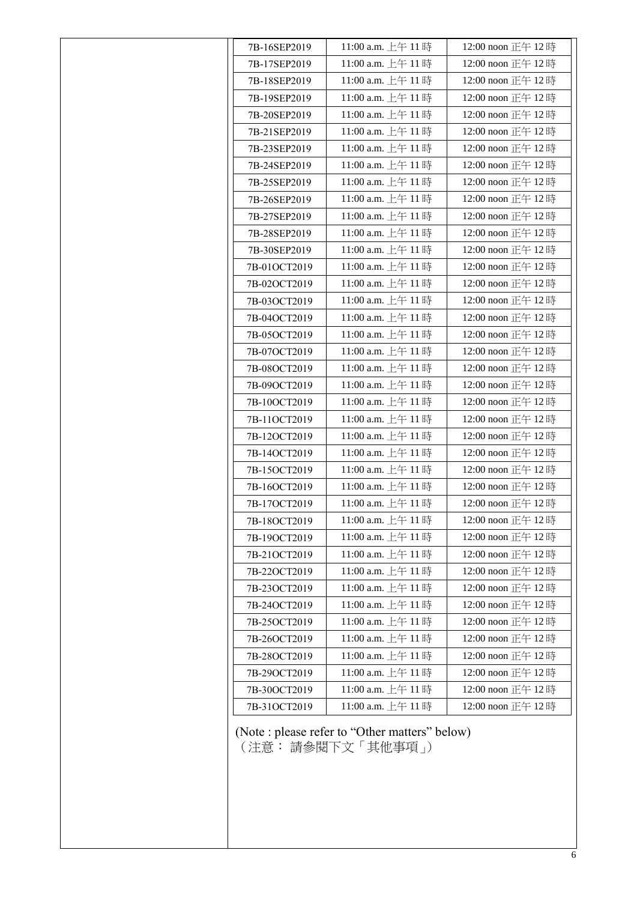| | | | |
|---|---|---|---|
| | 7B-16SEP2019 | 11:00 a.m. 上午 11 時 | 12:00 noon 正午 12 時 |
| | 7B-17SEP2019 | 11:00 a.m. 上午 11 時 | 12:00 noon 正午 12 時 |
| | 7B-18SEP2019 | 11:00 a.m. 上午 11 時 | 12:00 noon 正午 12 時 |
| | 7B-19SEP2019 | 11:00 a.m. 上午 11 時 | 12:00 noon 正午 12 時 |
| | 7B-20SEP2019 | 11:00 a.m. 上午 11 時 | 12:00 noon 正午 12 時 |
| | 7B-21SEP2019 | 11:00 a.m. 上午 11 時 | 12:00 noon 正午 12 時 |
| | 7B-23SEP2019 | 11:00 a.m. 上午 11 時 | 12:00 noon 正午 12 時 |
| | 7B-24SEP2019 | 11:00 a.m. 上午 11 時 | 12:00 noon 正午 12 時 |
| | 7B-25SEP2019 | 11:00 a.m. 上午 11 時 | 12:00 noon 正午 12 時 |
| | 7B-26SEP2019 | 11:00 a.m. 上午 11 時 | 12:00 noon 正午 12 時 |
| | 7B-27SEP2019 | 11:00 a.m. 上午 11 時 | 12:00 noon 正午 12 時 |
| | 7B-28SEP2019 | 11:00 a.m. 上午 11 時 | 12:00 noon 正午 12 時 |
| | 7B-30SEP2019 | 11:00 a.m. 上午 11 時 | 12:00 noon 正午 12 時 |
| | 7B-01OCT2019 | 11:00 a.m. 上午 11 時 | 12:00 noon 正午 12 時 |
| | 7B-02OCT2019 | 11:00 a.m. 上午 11 時 | 12:00 noon 正午 12 時 |
| | 7B-03OCT2019 | 11:00 a.m. 上午 11 時 | 12:00 noon 正午 12 時 |
| | 7B-04OCT2019 | 11:00 a.m. 上午 11 時 | 12:00 noon 正午 12 時 |
| | 7B-05OCT2019 | 11:00 a.m. 上午 11 時 | 12:00 noon 正午 12 時 |
| | 7B-07OCT2019 | 11:00 a.m. 上午 11 時 | 12:00 noon 正午 12 時 |
| | 7B-08OCT2019 | 11:00 a.m. 上午 11 時 | 12:00 noon 正午 12 時 |
| | 7B-09OCT2019 | 11:00 a.m. 上午 11 時 | 12:00 noon 正午 12 時 |
| | 7B-10OCT2019 | 11:00 a.m. 上午 11 時 | 12:00 noon 正午 12 時 |
| | 7B-11OCT2019 | 11:00 a.m. 上午 11 時 | 12:00 noon 正午 12 時 |
| | 7B-12OCT2019 | 11:00 a.m. 上午 11 時 | 12:00 noon 正午 12 時 |
| | 7B-14OCT2019 | 11:00 a.m. 上午 11 時 | 12:00 noon 正午 12 時 |
| | 7B-15OCT2019 | 11:00 a.m. 上午 11 時 | 12:00 noon 正午 12 時 |
| | 7B-16OCT2019 | 11:00 a.m. 上午 11 時 | 12:00 noon 正午 12 時 |
| | 7B-17OCT2019 | 11:00 a.m. 上午 11 時 | 12:00 noon 正午 12 時 |
| | 7B-18OCT2019 | 11:00 a.m. 上午 11 時 | 12:00 noon 正午 12 時 |
| | 7B-19OCT2019 | 11:00 a.m. 上午 11 時 | 12:00 noon 正午 12 時 |
| | 7B-21OCT2019 | 11:00 a.m. 上午 11 時 | 12:00 noon 正午 12 時 |
| | 7B-22OCT2019 | 11:00 a.m. 上午 11 時 | 12:00 noon 正午 12 時 |
| | 7B-23OCT2019 | 11:00 a.m. 上午 11 時 | 12:00 noon 正午 12 時 |
| | 7B-24OCT2019 | 11:00 a.m. 上午 11 時 | 12:00 noon 正午 12 時 |
| | 7B-25OCT2019 | 11:00 a.m. 上午 11 時 | 12:00 noon 正午 12 時 |
| | 7B-26OCT2019 | 11:00 a.m. 上午 11 時 | 12:00 noon 正午 12 時 |
| | 7B-28OCT2019 | 11:00 a.m. 上午 11 時 | 12:00 noon 正午 12 時 |
| | 7B-29OCT2019 | 11:00 a.m. 上午 11 時 | 12:00 noon 正午 12 時 |
| | 7B-30OCT2019 | 11:00 a.m. 上午 11 時 | 12:00 noon 正午 12 時 |
| | 7B-31OCT2019 | 11:00 a.m. 上午 11 時 | 12:00 noon 正午 12 時 |

(Note : please refer to "Other matters" below)
（注意： 請參閱下文「其他事項」）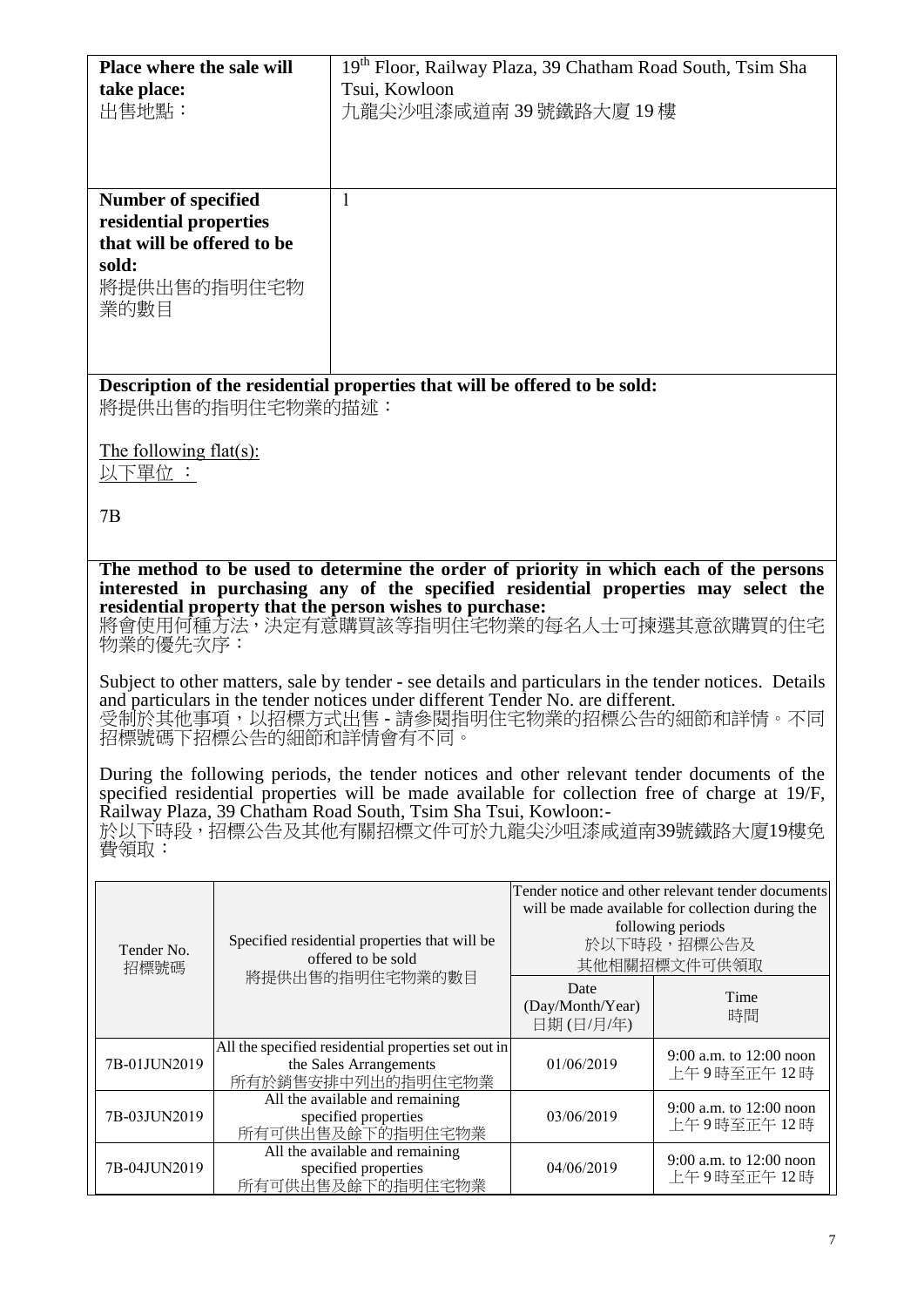| **Place where the sale will take place:** 出售地點： | 19th Floor, Railway Plaza, 39 Chatham Road South, Tsim Sha Tsui, Kowloon 九龍尖沙咀漆咸道南 39 號鐵路大廈 19 樓 |
|---|---|
| **Number of specified residential properties that will be offered to be sold:** 將提供出售的指明住宅物業的數目 | 1 |

**Description of the residential properties that will be offered to be sold:**
將提供出售的指明住宅物業的描述：

The following flat(s):
以下單位 ：

7B

**The method to be used to determine the order of priority in which each of the persons interested in purchasing any of the specified residential properties may select the residential property that the person wishes to purchase:**
將會使用何種方法，決定有意購買該等指明住宅物業的每名人士可揀選其意欲購買的住宅物業的優先次序：

Subject to other matters, sale by tender - see details and particulars in the tender notices. Details and particulars in the tender notices under different Tender No. are different.
受制於其他事項，以招標方式出售 - 請參閱指明住宅物業的招標公告的細節和詳情。不同招標號碼下招標公告的細節和詳情會有不同。

During the following periods, the tender notices and other relevant tender documents of the specified residential properties will be made available for collection free of charge at 19/F, Railway Plaza, 39 Chatham Road South, Tsim Sha Tsui, Kowloon:-
於以下時段，招標公告及其他有關招標文件可於九龍尖沙咀漆咸道南39號鐵路大廈19樓免費領取：

| Tender No. 招標號碼 | Specified residential properties that will be offered to be sold 將提供出售的指明住宅物業的數目 | Tender notice and other relevant tender documents will be made available for collection during the following periods 於以下時段，招標公告及其他相關招標文件可供領取 | |
|---|---|---|---|
| | | Date (Day/Month/Year) 日期 (日/月/年) | Time 時間 |
| 7B-01JUN2019 | All the specified residential properties set out in the Sales Arrangements 所有於銷售安排中列出的指明住宅物業 | 01/06/2019 | 9:00 a.m. to 12:00 noon 上午 9 時至正午 12 時 |
| 7B-03JUN2019 | All the available and remaining specified properties 所有可供出售及餘下的指明住宅物業 | 03/06/2019 | 9:00 a.m. to 12:00 noon 上午 9 時至正午 12 時 |
| 7B-04JUN2019 | All the available and remaining specified properties 所有可供出售及餘下的指明住宅物業 | 04/06/2019 | 9:00 a.m. to 12:00 noon 上午 9 時至正午 12 時 |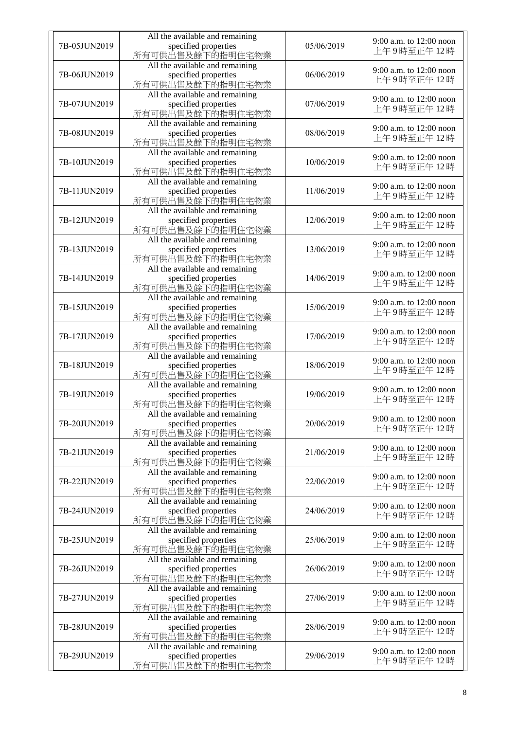| | | | |
|---|---|---|---|
| 7B-05JUN2019 | All the available and remaining specified properties 所有可供出售及餘下的指明住宅物業 | 05/06/2019 | 9:00 a.m. to 12:00 noon 上午 9 時至正午 12 時 |
| 7B-06JUN2019 | All the available and remaining specified properties 所有可供出售及餘下的指明住宅物業 | 06/06/2019 | 9:00 a.m. to 12:00 noon 上午 9 時至正午 12 時 |
| 7B-07JUN2019 | All the available and remaining specified properties 所有可供出售及餘下的指明住宅物業 | 07/06/2019 | 9:00 a.m. to 12:00 noon 上午 9 時至正午 12 時 |
| 7B-08JUN2019 | All the available and remaining specified properties 所有可供出售及餘下的指明住宅物業 | 08/06/2019 | 9:00 a.m. to 12:00 noon 上午 9 時至正午 12 時 |
| 7B-10JUN2019 | All the available and remaining specified properties 所有可供出售及餘下的指明住宅物業 | 10/06/2019 | 9:00 a.m. to 12:00 noon 上午 9 時至正午 12 時 |
| 7B-11JUN2019 | All the available and remaining specified properties 所有可供出售及餘下的指明住宅物業 | 11/06/2019 | 9:00 a.m. to 12:00 noon 上午 9 時至正午 12 時 |
| 7B-12JUN2019 | All the available and remaining specified properties 所有可供出售及餘下的指明住宅物業 | 12/06/2019 | 9:00 a.m. to 12:00 noon 上午 9 時至正午 12 時 |
| 7B-13JUN2019 | All the available and remaining specified properties 所有可供出售及餘下的指明住宅物業 | 13/06/2019 | 9:00 a.m. to 12:00 noon 上午 9 時至正午 12 時 |
| 7B-14JUN2019 | All the available and remaining specified properties 所有可供出售及餘下的指明住宅物業 | 14/06/2019 | 9:00 a.m. to 12:00 noon 上午 9 時至正午 12 時 |
| 7B-15JUN2019 | All the available and remaining specified properties 所有可供出售及餘下的指明住宅物業 | 15/06/2019 | 9:00 a.m. to 12:00 noon 上午 9 時至正午 12 時 |
| 7B-17JUN2019 | All the available and remaining specified properties 所有可供出售及餘下的指明住宅物業 | 17/06/2019 | 9:00 a.m. to 12:00 noon 上午 9 時至正午 12 時 |
| 7B-18JUN2019 | All the available and remaining specified properties 所有可供出售及餘下的指明住宅物業 | 18/06/2019 | 9:00 a.m. to 12:00 noon 上午 9 時至正午 12 時 |
| 7B-19JUN2019 | All the available and remaining specified properties 所有可供出售及餘下的指明住宅物業 | 19/06/2019 | 9:00 a.m. to 12:00 noon 上午 9 時至正午 12 時 |
| 7B-20JUN2019 | All the available and remaining specified properties 所有可供出售及餘下的指明住宅物業 | 20/06/2019 | 9:00 a.m. to 12:00 noon 上午 9 時至正午 12 時 |
| 7B-21JUN2019 | All the available and remaining specified properties 所有可供出售及餘下的指明住宅物業 | 21/06/2019 | 9:00 a.m. to 12:00 noon 上午 9 時至正午 12 時 |
| 7B-22JUN2019 | All the available and remaining specified properties 所有可供出售及餘下的指明住宅物業 | 22/06/2019 | 9:00 a.m. to 12:00 noon 上午 9 時至正午 12 時 |
| 7B-24JUN2019 | All the available and remaining specified properties 所有可供出售及餘下的指明住宅物業 | 24/06/2019 | 9:00 a.m. to 12:00 noon 上午 9 時至正午 12 時 |
| 7B-25JUN2019 | All the available and remaining specified properties 所有可供出售及餘下的指明住宅物業 | 25/06/2019 | 9:00 a.m. to 12:00 noon 上午 9 時至正午 12 時 |
| 7B-26JUN2019 | All the available and remaining specified properties 所有可供出售及餘下的指明住宅物業 | 26/06/2019 | 9:00 a.m. to 12:00 noon 上午 9 時至正午 12 時 |
| 7B-27JUN2019 | All the available and remaining specified properties 所有可供出售及餘下的指明住宅物業 | 27/06/2019 | 9:00 a.m. to 12:00 noon 上午 9 時至正午 12 時 |
| 7B-28JUN2019 | All the available and remaining specified properties 所有可供出售及餘下的指明住宅物業 | 28/06/2019 | 9:00 a.m. to 12:00 noon 上午 9 時至正午 12 時 |
| 7B-29JUN2019 | All the available and remaining specified properties 所有可供出售及餘下的指明住宅物業 | 29/06/2019 | 9:00 a.m. to 12:00 noon 上午 9 時至正午 12 時 |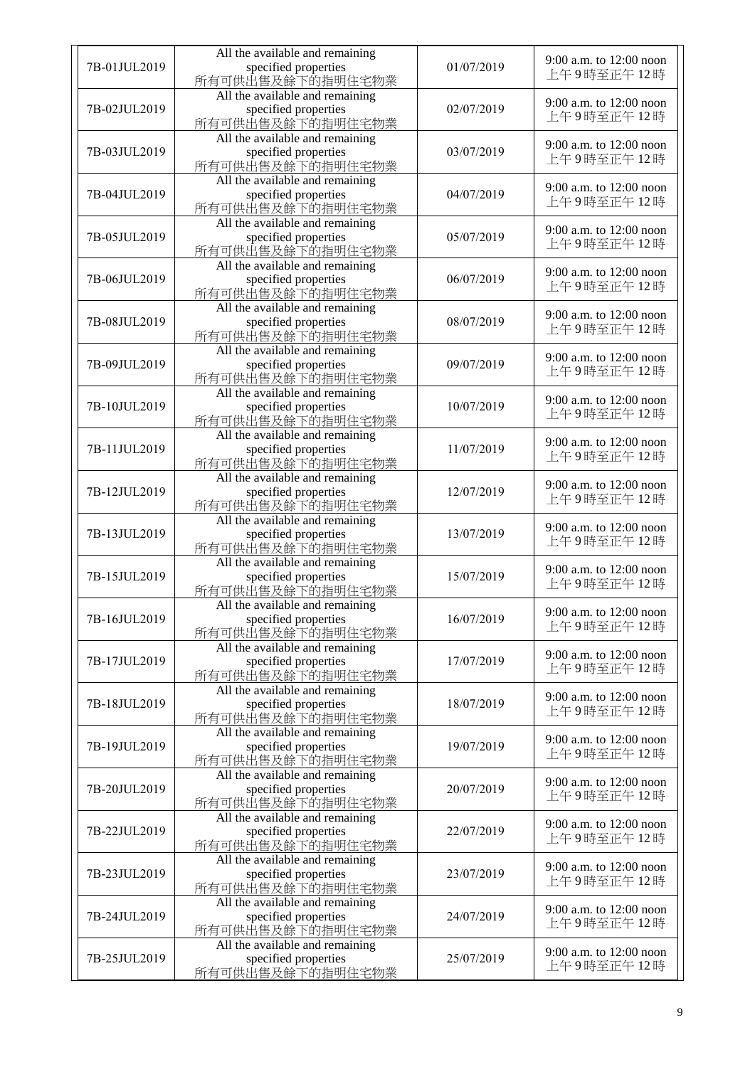| | | | |
|---|---|---|---|
| 7B-01JUL2019 | All the available and remaining specified properties 所有可供出售及餘下的指明住宅物業 | 01/07/2019 | 9:00 a.m. to 12:00 noon 上午 9 時至正午 12 時 |
| 7B-02JUL2019 | All the available and remaining specified properties 所有可供出售及餘下的指明住宅物業 | 02/07/2019 | 9:00 a.m. to 12:00 noon 上午 9 時至正午 12 時 |
| 7B-03JUL2019 | All the available and remaining specified properties 所有可供出售及餘下的指明住宅物業 | 03/07/2019 | 9:00 a.m. to 12:00 noon 上午 9 時至正午 12 時 |
| 7B-04JUL2019 | All the available and remaining specified properties 所有可供出售及餘下的指明住宅物業 | 04/07/2019 | 9:00 a.m. to 12:00 noon 上午 9 時至正午 12 時 |
| 7B-05JUL2019 | All the available and remaining specified properties 所有可供出售及餘下的指明住宅物業 | 05/07/2019 | 9:00 a.m. to 12:00 noon 上午 9 時至正午 12 時 |
| 7B-06JUL2019 | All the available and remaining specified properties 所有可供出售及餘下的指明住宅物業 | 06/07/2019 | 9:00 a.m. to 12:00 noon 上午 9 時至正午 12 時 |
| 7B-08JUL2019 | All the available and remaining specified properties 所有可供出售及餘下的指明住宅物業 | 08/07/2019 | 9:00 a.m. to 12:00 noon 上午 9 時至正午 12 時 |
| 7B-09JUL2019 | All the available and remaining specified properties 所有可供出售及餘下的指明住宅物業 | 09/07/2019 | 9:00 a.m. to 12:00 noon 上午 9 時至正午 12 時 |
| 7B-10JUL2019 | All the available and remaining specified properties 所有可供出售及餘下的指明住宅物業 | 10/07/2019 | 9:00 a.m. to 12:00 noon 上午 9 時至正午 12 時 |
| 7B-11JUL2019 | All the available and remaining specified properties 所有可供出售及餘下的指明住宅物業 | 11/07/2019 | 9:00 a.m. to 12:00 noon 上午 9 時至正午 12 時 |
| 7B-12JUL2019 | All the available and remaining specified properties 所有可供出售及餘下的指明住宅物業 | 12/07/2019 | 9:00 a.m. to 12:00 noon 上午 9 時至正午 12 時 |
| 7B-13JUL2019 | All the available and remaining specified properties 所有可供出售及餘下的指明住宅物業 | 13/07/2019 | 9:00 a.m. to 12:00 noon 上午 9 時至正午 12 時 |
| 7B-15JUL2019 | All the available and remaining specified properties 所有可供出售及餘下的指明住宅物業 | 15/07/2019 | 9:00 a.m. to 12:00 noon 上午 9 時至正午 12 時 |
| 7B-16JUL2019 | All the available and remaining specified properties 所有可供出售及餘下的指明住宅物業 | 16/07/2019 | 9:00 a.m. to 12:00 noon 上午 9 時至正午 12 時 |
| 7B-17JUL2019 | All the available and remaining specified properties 所有可供出售及餘下的指明住宅物業 | 17/07/2019 | 9:00 a.m. to 12:00 noon 上午 9 時至正午 12 時 |
| 7B-18JUL2019 | All the available and remaining specified properties 所有可供出售及餘下的指明住宅物業 | 18/07/2019 | 9:00 a.m. to 12:00 noon 上午 9 時至正午 12 時 |
| 7B-19JUL2019 | All the available and remaining specified properties 所有可供出售及餘下的指明住宅物業 | 19/07/2019 | 9:00 a.m. to 12:00 noon 上午 9 時至正午 12 時 |
| 7B-20JUL2019 | All the available and remaining specified properties 所有可供出售及餘下的指明住宅物業 | 20/07/2019 | 9:00 a.m. to 12:00 noon 上午 9 時至正午 12 時 |
| 7B-22JUL2019 | All the available and remaining specified properties 所有可供出售及餘下的指明住宅物業 | 22/07/2019 | 9:00 a.m. to 12:00 noon 上午 9 時至正午 12 時 |
| 7B-23JUL2019 | All the available and remaining specified properties 所有可供出售及餘下的指明住宅物業 | 23/07/2019 | 9:00 a.m. to 12:00 noon 上午 9 時至正午 12 時 |
| 7B-24JUL2019 | All the available and remaining specified properties 所有可供出售及餘下的指明住宅物業 | 24/07/2019 | 9:00 a.m. to 12:00 noon 上午 9 時至正午 12 時 |
| 7B-25JUL2019 | All the available and remaining specified properties 所有可供出售及餘下的指明住宅物業 | 25/07/2019 | 9:00 a.m. to 12:00 noon 上午 9 時至正午 12 時 |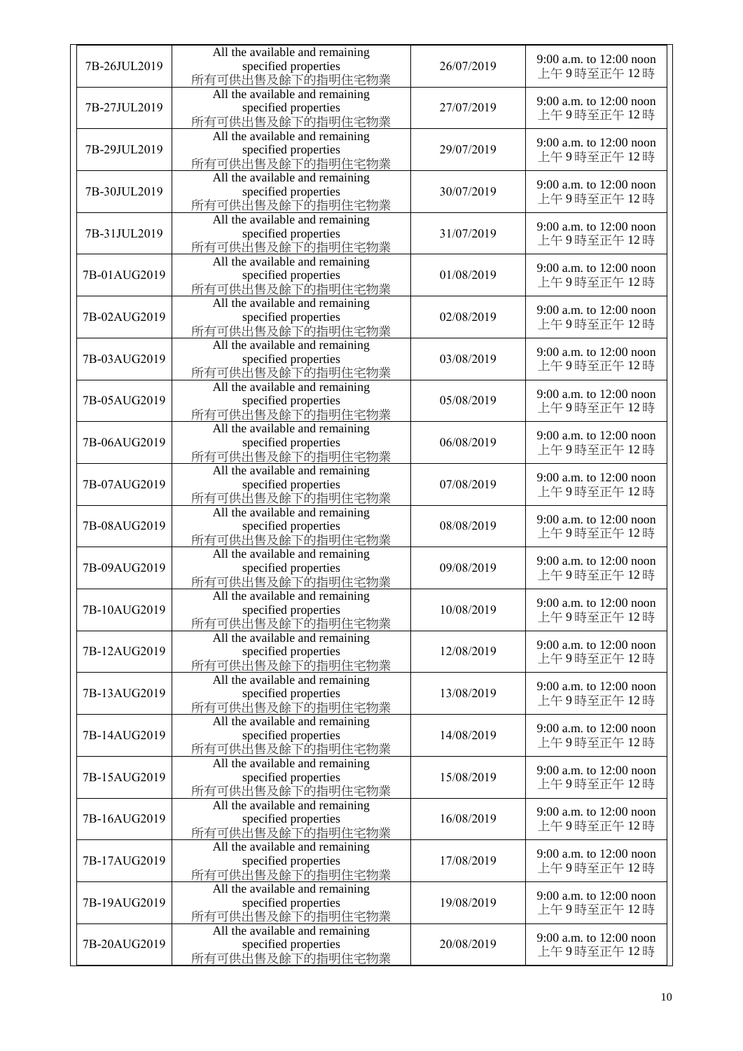| | | | |
|---|---|---|---|
| 7B-26JUL2019 | All the available and remaining specified properties 所有可供出售及餘下的指明住宅物業 | 26/07/2019 | 9:00 a.m. to 12:00 noon 上午 9 時至正午 12 時 |
| 7B-27JUL2019 | All the available and remaining specified properties 所有可供出售及餘下的指明住宅物業 | 27/07/2019 | 9:00 a.m. to 12:00 noon 上午 9 時至正午 12 時 |
| 7B-29JUL2019 | All the available and remaining specified properties 所有可供出售及餘下的指明住宅物業 | 29/07/2019 | 9:00 a.m. to 12:00 noon 上午 9 時至正午 12 時 |
| 7B-30JUL2019 | All the available and remaining specified properties 所有可供出售及餘下的指明住宅物業 | 30/07/2019 | 9:00 a.m. to 12:00 noon 上午 9 時至正午 12 時 |
| 7B-31JUL2019 | All the available and remaining specified properties 所有可供出售及餘下的指明住宅物業 | 31/07/2019 | 9:00 a.m. to 12:00 noon 上午 9 時至正午 12 時 |
| 7B-01AUG2019 | All the available and remaining specified properties 所有可供出售及餘下的指明住宅物業 | 01/08/2019 | 9:00 a.m. to 12:00 noon 上午 9 時至正午 12 時 |
| 7B-02AUG2019 | All the available and remaining specified properties 所有可供出售及餘下的指明住宅物業 | 02/08/2019 | 9:00 a.m. to 12:00 noon 上午 9 時至正午 12 時 |
| 7B-03AUG2019 | All the available and remaining specified properties 所有可供出售及餘下的指明住宅物業 | 03/08/2019 | 9:00 a.m. to 12:00 noon 上午 9 時至正午 12 時 |
| 7B-05AUG2019 | All the available and remaining specified properties 所有可供出售及餘下的指明住宅物業 | 05/08/2019 | 9:00 a.m. to 12:00 noon 上午 9 時至正午 12 時 |
| 7B-06AUG2019 | All the available and remaining specified properties 所有可供出售及餘下的指明住宅物業 | 06/08/2019 | 9:00 a.m. to 12:00 noon 上午 9 時至正午 12 時 |
| 7B-07AUG2019 | All the available and remaining specified properties 所有可供出售及餘下的指明住宅物業 | 07/08/2019 | 9:00 a.m. to 12:00 noon 上午 9 時至正午 12 時 |
| 7B-08AUG2019 | All the available and remaining specified properties 所有可供出售及餘下的指明住宅物業 | 08/08/2019 | 9:00 a.m. to 12:00 noon 上午 9 時至正午 12 時 |
| 7B-09AUG2019 | All the available and remaining specified properties 所有可供出售及餘下的指明住宅物業 | 09/08/2019 | 9:00 a.m. to 12:00 noon 上午 9 時至正午 12 時 |
| 7B-10AUG2019 | All the available and remaining specified properties 所有可供出售及餘下的指明住宅物業 | 10/08/2019 | 9:00 a.m. to 12:00 noon 上午 9 時至正午 12 時 |
| 7B-12AUG2019 | All the available and remaining specified properties 所有可供出售及餘下的指明住宅物業 | 12/08/2019 | 9:00 a.m. to 12:00 noon 上午 9 時至正午 12 時 |
| 7B-13AUG2019 | All the available and remaining specified properties 所有可供出售及餘下的指明住宅物業 | 13/08/2019 | 9:00 a.m. to 12:00 noon 上午 9 時至正午 12 時 |
| 7B-14AUG2019 | All the available and remaining specified properties 所有可供出售及餘下的指明住宅物業 | 14/08/2019 | 9:00 a.m. to 12:00 noon 上午 9 時至正午 12 時 |
| 7B-15AUG2019 | All the available and remaining specified properties 所有可供出售及餘下的指明住宅物業 | 15/08/2019 | 9:00 a.m. to 12:00 noon 上午 9 時至正午 12 時 |
| 7B-16AUG2019 | All the available and remaining specified properties 所有可供出售及餘下的指明住宅物業 | 16/08/2019 | 9:00 a.m. to 12:00 noon 上午 9 時至正午 12 時 |
| 7B-17AUG2019 | All the available and remaining specified properties 所有可供出售及餘下的指明住宅物業 | 17/08/2019 | 9:00 a.m. to 12:00 noon 上午 9 時至正午 12 時 |
| 7B-19AUG2019 | All the available and remaining specified properties 所有可供出售及餘下的指明住宅物業 | 19/08/2019 | 9:00 a.m. to 12:00 noon 上午 9 時至正午 12 時 |
| 7B-20AUG2019 | All the available and remaining specified properties 所有可供出售及餘下的指明住宅物業 | 20/08/2019 | 9:00 a.m. to 12:00 noon 上午 9 時至正午 12 時 |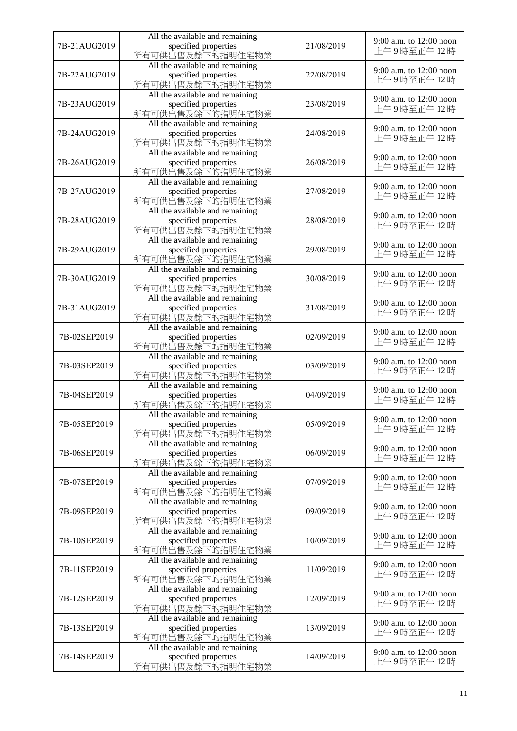| | | | |
|---|---|---|---|
| 7B-21AUG2019 | All the available and remaining specified properties 所有可供出售及餘下的指明住宅物業 | 21/08/2019 | 9:00 a.m. to 12:00 noon 上午 9 時至正午 12 時 |
| 7B-22AUG2019 | All the available and remaining specified properties 所有可供出售及餘下的指明住宅物業 | 22/08/2019 | 9:00 a.m. to 12:00 noon 上午 9 時至正午 12 時 |
| 7B-23AUG2019 | All the available and remaining specified properties 所有可供出售及餘下的指明住宅物業 | 23/08/2019 | 9:00 a.m. to 12:00 noon 上午 9 時至正午 12 時 |
| 7B-24AUG2019 | All the available and remaining specified properties 所有可供出售及餘下的指明住宅物業 | 24/08/2019 | 9:00 a.m. to 12:00 noon 上午 9 時至正午 12 時 |
| 7B-26AUG2019 | All the available and remaining specified properties 所有可供出售及餘下的指明住宅物業 | 26/08/2019 | 9:00 a.m. to 12:00 noon 上午 9 時至正午 12 時 |
| 7B-27AUG2019 | All the available and remaining specified properties 所有可供出售及餘下的指明住宅物業 | 27/08/2019 | 9:00 a.m. to 12:00 noon 上午 9 時至正午 12 時 |
| 7B-28AUG2019 | All the available and remaining specified properties 所有可供出售及餘下的指明住宅物業 | 28/08/2019 | 9:00 a.m. to 12:00 noon 上午 9 時至正午 12 時 |
| 7B-29AUG2019 | All the available and remaining specified properties 所有可供出售及餘下的指明住宅物業 | 29/08/2019 | 9:00 a.m. to 12:00 noon 上午 9 時至正午 12 時 |
| 7B-30AUG2019 | All the available and remaining specified properties 所有可供出售及餘下的指明住宅物業 | 30/08/2019 | 9:00 a.m. to 12:00 noon 上午 9 時至正午 12 時 |
| 7B-31AUG2019 | All the available and remaining specified properties 所有可供出售及餘下的指明住宅物業 | 31/08/2019 | 9:00 a.m. to 12:00 noon 上午 9 時至正午 12 時 |
| 7B-02SEP2019 | All the available and remaining specified properties 所有可供出售及餘下的指明住宅物業 | 02/09/2019 | 9:00 a.m. to 12:00 noon 上午 9 時至正午 12 時 |
| 7B-03SEP2019 | All the available and remaining specified properties 所有可供出售及餘下的指明住宅物業 | 03/09/2019 | 9:00 a.m. to 12:00 noon 上午 9 時至正午 12 時 |
| 7B-04SEP2019 | All the available and remaining specified properties 所有可供出售及餘下的指明住宅物業 | 04/09/2019 | 9:00 a.m. to 12:00 noon 上午 9 時至正午 12 時 |
| 7B-05SEP2019 | All the available and remaining specified properties 所有可供出售及餘下的指明住宅物業 | 05/09/2019 | 9:00 a.m. to 12:00 noon 上午 9 時至正午 12 時 |
| 7B-06SEP2019 | All the available and remaining specified properties 所有可供出售及餘下的指明住宅物業 | 06/09/2019 | 9:00 a.m. to 12:00 noon 上午 9 時至正午 12 時 |
| 7B-07SEP2019 | All the available and remaining specified properties 所有可供出售及餘下的指明住宅物業 | 07/09/2019 | 9:00 a.m. to 12:00 noon 上午 9 時至正午 12 時 |
| 7B-09SEP2019 | All the available and remaining specified properties 所有可供出售及餘下的指明住宅物業 | 09/09/2019 | 9:00 a.m. to 12:00 noon 上午 9 時至正午 12 時 |
| 7B-10SEP2019 | All the available and remaining specified properties 所有可供出售及餘下的指明住宅物業 | 10/09/2019 | 9:00 a.m. to 12:00 noon 上午 9 時至正午 12 時 |
| 7B-11SEP2019 | All the available and remaining specified properties 所有可供出售及餘下的指明住宅物業 | 11/09/2019 | 9:00 a.m. to 12:00 noon 上午 9 時至正午 12 時 |
| 7B-12SEP2019 | All the available and remaining specified properties 所有可供出售及餘下的指明住宅物業 | 12/09/2019 | 9:00 a.m. to 12:00 noon 上午 9 時至正午 12 時 |
| 7B-13SEP2019 | All the available and remaining specified properties 所有可供出售及餘下的指明住宅物業 | 13/09/2019 | 9:00 a.m. to 12:00 noon 上午 9 時至正午 12 時 |
| 7B-14SEP2019 | All the available and remaining specified properties 所有可供出售及餘下的指明住宅物業 | 14/09/2019 | 9:00 a.m. to 12:00 noon 上午 9 時至正午 12 時 |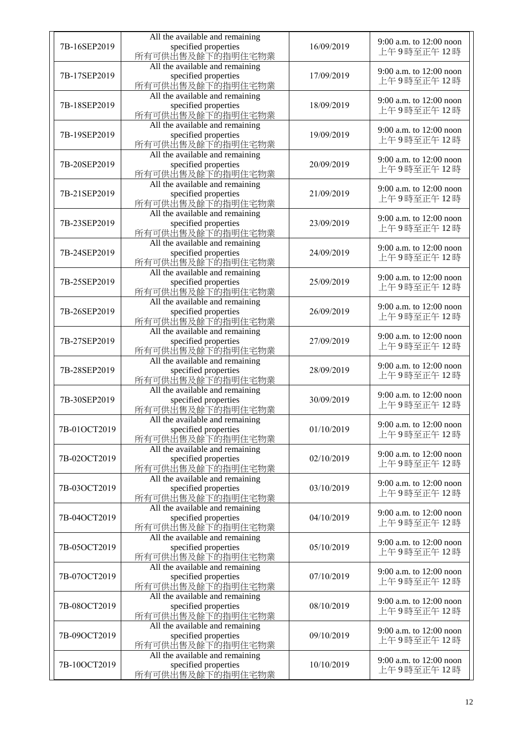| | | | |
|---|---|---|---|
| 7B-16SEP2019 | All the available and remaining specified properties 所有可供出售及餘下的指明住宅物業 | 16/09/2019 | 9:00 a.m. to 12:00 noon 上午 9 時至正午 12 時 |
| 7B-17SEP2019 | All the available and remaining specified properties 所有可供出售及餘下的指明住宅物業 | 17/09/2019 | 9:00 a.m. to 12:00 noon 上午 9 時至正午 12 時 |
| 7B-18SEP2019 | All the available and remaining specified properties 所有可供出售及餘下的指明住宅物業 | 18/09/2019 | 9:00 a.m. to 12:00 noon 上午 9 時至正午 12 時 |
| 7B-19SEP2019 | All the available and remaining specified properties 所有可供出售及餘下的指明住宅物業 | 19/09/2019 | 9:00 a.m. to 12:00 noon 上午 9 時至正午 12 時 |
| 7B-20SEP2019 | All the available and remaining specified properties 所有可供出售及餘下的指明住宅物業 | 20/09/2019 | 9:00 a.m. to 12:00 noon 上午 9 時至正午 12 時 |
| 7B-21SEP2019 | All the available and remaining specified properties 所有可供出售及餘下的指明住宅物業 | 21/09/2019 | 9:00 a.m. to 12:00 noon 上午 9 時至正午 12 時 |
| 7B-23SEP2019 | All the available and remaining specified properties 所有可供出售及餘下的指明住宅物業 | 23/09/2019 | 9:00 a.m. to 12:00 noon 上午 9 時至正午 12 時 |
| 7B-24SEP2019 | All the available and remaining specified properties 所有可供出售及餘下的指明住宅物業 | 24/09/2019 | 9:00 a.m. to 12:00 noon 上午 9 時至正午 12 時 |
| 7B-25SEP2019 | All the available and remaining specified properties 所有可供出售及餘下的指明住宅物業 | 25/09/2019 | 9:00 a.m. to 12:00 noon 上午 9 時至正午 12 時 |
| 7B-26SEP2019 | All the available and remaining specified properties 所有可供出售及餘下的指明住宅物業 | 26/09/2019 | 9:00 a.m. to 12:00 noon 上午 9 時至正午 12 時 |
| 7B-27SEP2019 | All the available and remaining specified properties 所有可供出售及餘下的指明住宅物業 | 27/09/2019 | 9:00 a.m. to 12:00 noon 上午 9 時至正午 12 時 |
| 7B-28SEP2019 | All the available and remaining specified properties 所有可供出售及餘下的指明住宅物業 | 28/09/2019 | 9:00 a.m. to 12:00 noon 上午 9 時至正午 12 時 |
| 7B-30SEP2019 | All the available and remaining specified properties 所有可供出售及餘下的指明住宅物業 | 30/09/2019 | 9:00 a.m. to 12:00 noon 上午 9 時至正午 12 時 |
| 7B-01OCT2019 | All the available and remaining specified properties 所有可供出售及餘下的指明住宅物業 | 01/10/2019 | 9:00 a.m. to 12:00 noon 上午 9 時至正午 12 時 |
| 7B-02OCT2019 | All the available and remaining specified properties 所有可供出售及餘下的指明住宅物業 | 02/10/2019 | 9:00 a.m. to 12:00 noon 上午 9 時至正午 12 時 |
| 7B-03OCT2019 | All the available and remaining specified properties 所有可供出售及餘下的指明住宅物業 | 03/10/2019 | 9:00 a.m. to 12:00 noon 上午 9 時至正午 12 時 |
| 7B-04OCT2019 | All the available and remaining specified properties 所有可供出售及餘下的指明住宅物業 | 04/10/2019 | 9:00 a.m. to 12:00 noon 上午 9 時至正午 12 時 |
| 7B-05OCT2019 | All the available and remaining specified properties 所有可供出售及餘下的指明住宅物業 | 05/10/2019 | 9:00 a.m. to 12:00 noon 上午 9 時至正午 12 時 |
| 7B-07OCT2019 | All the available and remaining specified properties 所有可供出售及餘下的指明住宅物業 | 07/10/2019 | 9:00 a.m. to 12:00 noon 上午 9 時至正午 12 時 |
| 7B-08OCT2019 | All the available and remaining specified properties 所有可供出售及餘下的指明住宅物業 | 08/10/2019 | 9:00 a.m. to 12:00 noon 上午 9 時至正午 12 時 |
| 7B-09OCT2019 | All the available and remaining specified properties 所有可供出售及餘下的指明住宅物業 | 09/10/2019 | 9:00 a.m. to 12:00 noon 上午 9 時至正午 12 時 |
| 7B-10OCT2019 | All the available and remaining specified properties 所有可供出售及餘下的指明住宅物業 | 10/10/2019 | 9:00 a.m. to 12:00 noon 上午 9 時至正午 12 時 |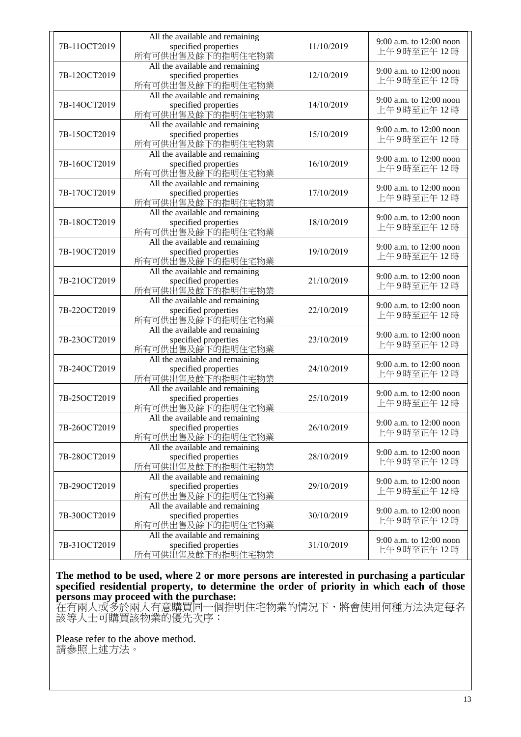| | | | |
|---|---|---|---|
| 7B-11OCT2019 | All the available and remaining specified properties 所有可供出售及餘下的指明住宅物業 | 11/10/2019 | 9:00 a.m. to 12:00 noon 上午 9 時至正午 12 時 |
| 7B-12OCT2019 | All the available and remaining specified properties 所有可供出售及餘下的指明住宅物業 | 12/10/2019 | 9:00 a.m. to 12:00 noon 上午 9 時至正午 12 時 |
| 7B-14OCT2019 | All the available and remaining specified properties 所有可供出售及餘下的指明住宅物業 | 14/10/2019 | 9:00 a.m. to 12:00 noon 上午 9 時至正午 12 時 |
| 7B-15OCT2019 | All the available and remaining specified properties 所有可供出售及餘下的指明住宅物業 | 15/10/2019 | 9:00 a.m. to 12:00 noon 上午 9 時至正午 12 時 |
| 7B-16OCT2019 | All the available and remaining specified properties 所有可供出售及餘下的指明住宅物業 | 16/10/2019 | 9:00 a.m. to 12:00 noon 上午 9 時至正午 12 時 |
| 7B-17OCT2019 | All the available and remaining specified properties 所有可供出售及餘下的指明住宅物業 | 17/10/2019 | 9:00 a.m. to 12:00 noon 上午 9 時至正午 12 時 |
| 7B-18OCT2019 | All the available and remaining specified properties 所有可供出售及餘下的指明住宅物業 | 18/10/2019 | 9:00 a.m. to 12:00 noon 上午 9 時至正午 12 時 |
| 7B-19OCT2019 | All the available and remaining specified properties 所有可供出售及餘下的指明住宅物業 | 19/10/2019 | 9:00 a.m. to 12:00 noon 上午 9 時至正午 12 時 |
| 7B-21OCT2019 | All the available and remaining specified properties 所有可供出售及餘下的指明住宅物業 | 21/10/2019 | 9:00 a.m. to 12:00 noon 上午 9 時至正午 12 時 |
| 7B-22OCT2019 | All the available and remaining specified properties 所有可供出售及餘下的指明住宅物業 | 22/10/2019 | 9:00 a.m. to 12:00 noon 上午 9 時至正午 12 時 |
| 7B-23OCT2019 | All the available and remaining specified properties 所有可供出售及餘下的指明住宅物業 | 23/10/2019 | 9:00 a.m. to 12:00 noon 上午 9 時至正午 12 時 |
| 7B-24OCT2019 | All the available and remaining specified properties 所有可供出售及餘下的指明住宅物業 | 24/10/2019 | 9:00 a.m. to 12:00 noon 上午 9 時至正午 12 時 |
| 7B-25OCT2019 | All the available and remaining specified properties 所有可供出售及餘下的指明住宅物業 | 25/10/2019 | 9:00 a.m. to 12:00 noon 上午 9 時至正午 12 時 |
| 7B-26OCT2019 | All the available and remaining specified properties 所有可供出售及餘下的指明住宅物業 | 26/10/2019 | 9:00 a.m. to 12:00 noon 上午 9 時至正午 12 時 |
| 7B-28OCT2019 | All the available and remaining specified properties 所有可供出售及餘下的指明住宅物業 | 28/10/2019 | 9:00 a.m. to 12:00 noon 上午 9 時至正午 12 時 |
| 7B-29OCT2019 | All the available and remaining specified properties 所有可供出售及餘下的指明住宅物業 | 29/10/2019 | 9:00 a.m. to 12:00 noon 上午 9 時至正午 12 時 |
| 7B-30OCT2019 | All the available and remaining specified properties 所有可供出售及餘下的指明住宅物業 | 30/10/2019 | 9:00 a.m. to 12:00 noon 上午 9 時至正午 12 時 |
| 7B-31OCT2019 | All the available and remaining specified properties 所有可供出售及餘下的指明住宅物業 | 31/10/2019 | 9:00 a.m. to 12:00 noon 上午 9 時至正午 12 時 |

**The method to be used, where 2 or more persons are interested in purchasing a particular specified residential property, to determine the order of priority in which each of those persons may proceed with the purchase:**
在有兩人或多於兩人有意購買同一個指明住宅物業的情況下，將會使用何種方法決定每名該等人士可購買該物業的優先次序：

Please refer to the above method.
請參照上述方法。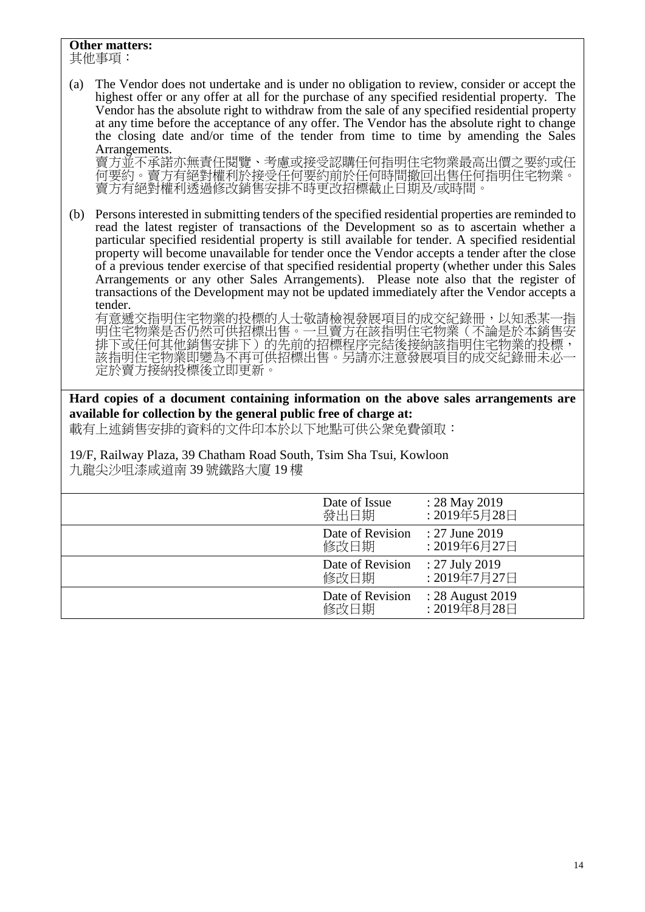**Other matters:**
其他事項：

(a) The Vendor does not undertake and is under no obligation to review, consider or accept the highest offer or any offer at all for the purchase of any specified residential property. The Vendor has the absolute right to withdraw from the sale of any specified residential property at any time before the acceptance of any offer. The Vendor has the absolute right to change the closing date and/or time of the tender from time to time by amending the Sales Arrangements.
賣方並不承諾亦無責任閱覽、考慮或接受認購任何指明住宅物業最高出價之要約或任何要約。賣方有絕對權利於接受任何要約前於任何時間撤回出售任何指明住宅物業。賣方有絕對權利透過修改銷售安排不時更改招標截止日期及/或時間。

(b) Persons interested in submitting tenders of the specified residential properties are reminded to read the latest register of transactions of the Development so as to ascertain whether a particular specified residential property is still available for tender. A specified residential property will become unavailable for tender once the Vendor accepts a tender after the close of a previous tender exercise of that specified residential property (whether under this Sales Arrangements or any other Sales Arrangements). Please note also that the register of transactions of the Development may not be updated immediately after the Vendor accepts a tender.
有意遞交指明住宅物業的投標的人士敬請檢視發展項目的成交紀錄冊，以知悉某一指明住宅物業是否仍然可供招標出售。一旦賣方在該指明住宅物業（不論是於本銷售安排下或任何其他銷售安排下）的先前的招標程序完結後接納該指明住宅物業的投標，該指明住宅物業即變為不再可供招標出售。另請亦注意發展項目的成交紀錄冊未必一定於賣方接納投標後立即更新。

**Hard copies of a document containing information on the above sales arrangements are available for collection by the general public free of charge at:**
載有上述銷售安排的資料的文件印本於以下地點可供公眾免費領取：

19/F, Railway Plaza, 39 Chatham Road South, Tsim Sha Tsui, Kowloon
九龍尖沙咀漆咸道南 39 號鐵路大廈 19 樓

| | |
|---|---|
| Date of Issue 發出日期 | : 28 May 2019 : 2019年5月28日 |
| Date of Revision 修改日期 | : 27 June 2019 : 2019年6月27日 |
| Date of Revision 修改日期 | : 27 July 2019 : 2019年7月27日 |
| Date of Revision 修改日期 | : 28 August 2019 : 2019年8月28日 |